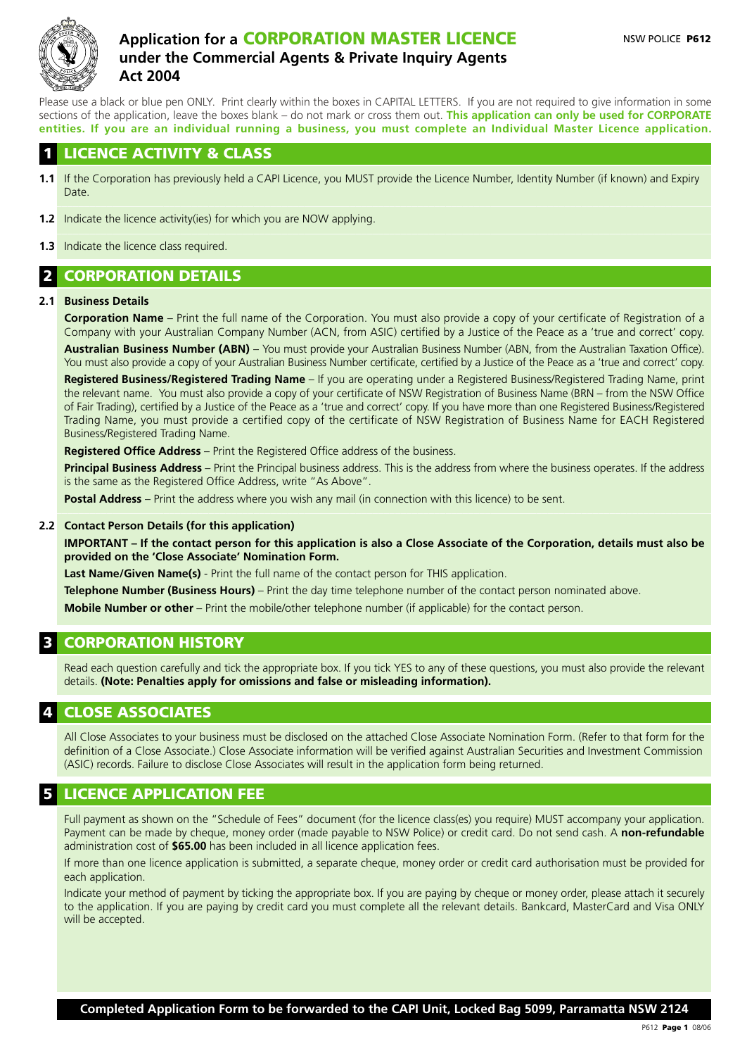# Application for a CORPORATION MASTER LICENCE under the Commercial Agents & Private Inquiry Agents Act 2004

NSW POLICE **P612**

Please use a black or blue pen ONLY. Print clearly within the boxes in CAPITAL LETTERS. If you are not required to give information in some sections of the application, leave the boxes blank – do not mark or cross them out. **This application can only be used for CORPORATE entities. If you are an individual running a business, you must complete an Individual Master Licence application.**

## 1 LICENCE ACTIVITY & CLASS

**1.1** If the Corporation has previously held a CAPI Licence, you MUST provide the Licence Number, Identity Number (if known) and Expiry Date.

**1.2** Indicate the licence activity(ies) for which you are NOW applying.

**1.3** Indicate the licence class required.

## 2 CORPORATION DETAILS

**2.1 Business Details**

**Corporation Name** – Print the full name of the Corporation. You must also provide a copy of your certificate of Registration of a Company with your Australian Company Number (ACN, from ASIC) certified by a Justice of the Peace as a 'true and correct' copy.

**Australian Business Number (ABN)** – You must provide your Australian Business Number (ABN, from the Australian Taxation Office). You must also provide a copy of your Australian Business Number certificate, certified by a Justice of the Peace as a 'true and correct' copy.

**Registered Business/Registered Trading Name** – If you are operating under a Registered Business/Registered Trading Name, print the relevant name. You must also provide a copy of your certificate of NSW Registration of Business Name (BRN – from the NSW Office of Fair Trading), certified by a Justice of the Peace as a 'true and correct' copy. If you have more than one Registered Business/Registered Trading Name, you must provide a certified copy of the certificate of NSW Registration of Business Name for EACH Registered Business/Registered Trading Name.

**Registered Office Address** – Print the Registered Office address of the business.

**Principal Business Address** – Print the Principal business address. This is the address from where the business operates. If the address is the same as the Registered Office Address, write "As Above".

**Postal Address** – Print the address where you wish any mail (in connection with this licence) to be sent.

**2.2 Contact Person Details (for this application)**

**IMPORTANT – If the contact person for this application is also a Close Associate of the Corporation, details must also be provided on the 'Close Associate' Nomination Form.**

**Last Name/Given Name(s)** - Print the full name of the contact person for THIS application.

**Telephone Number (Business Hours)** – Print the day time telephone number of the contact person nominated above.

**Mobile Number or other** – Print the mobile/other telephone number (if applicable) for the contact person.

## 3 CORPORATION HISTORY

Read each question carefully and tick the appropriate box. If you tick YES to any of these questions, you must also provide the relevant details. **(Note: Penalties apply for omissions and false or misleading information).**

## 4 CLOSE ASSOCIATES

All Close Associates to your business must be disclosed on the attached Close Associate Nomination Form. (Refer to that form for the definition of a Close Associate.) Close Associate information will be verified against Australian Securities and Investment Commission (ASIC) records. Failure to disclose Close Associates will result in the application form being returned.

## 5 LICENCE APPLICATION FEE

Full payment as shown on the "Schedule of Fees" document (for the licence class(es) you require) MUST accompany your application. Payment can be made by cheque, money order (made payable to NSW Police) or credit card. Do not send cash. A **non-refundable** administration cost of **$65.00** has been included in all licence application fees.

If more than one licence application is submitted, a separate cheque, money order or credit card authorisation must be provided for each application.

Indicate your method of payment by ticking the appropriate box. If you are paying by cheque or money order, please attach it securely to the application. If you are paying by credit card you must complete all the relevant details. Bankcard, MasterCard and Visa ONLY will be accepted.

**Completed Application Form to be forwarded to the CAPI Unit, Locked Bag 5099, Parramatta NSW 2124**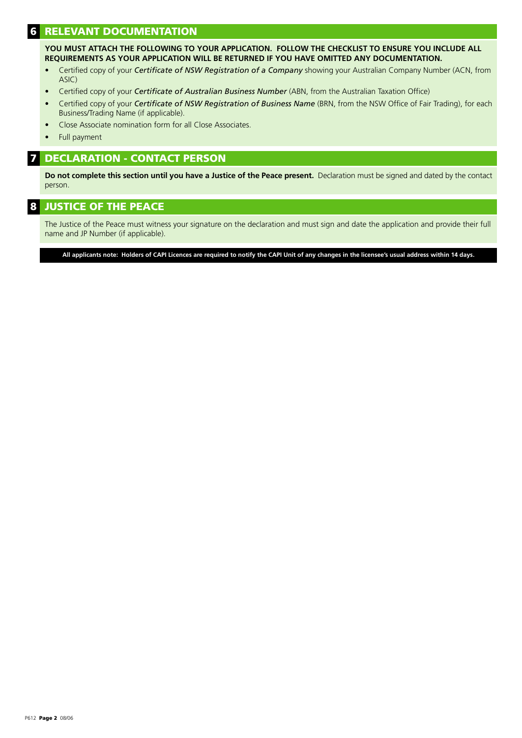## 6 RELEVANT DOCUMENTATION

**YOU MUST ATTACH THE FOLLOWING TO YOUR APPLICATION. FOLLOW THE CHECKLIST TO ENSURE YOU INCLUDE ALL REQUIREMENTS AS YOUR APPLICATION WILL BE RETURNED IF YOU HAVE OMITTED ANY DOCUMENTATION.**

- Certified copy of your ***Certificate of NSW Registration of a Company*** showing your Australian Company Number (ACN, from ASIC)
- Certified copy of your ***Certificate of Australian Business Number*** (ABN, from the Australian Taxation Office)
- Certified copy of your ***Certificate of NSW Registration of Business Name*** (BRN, from the NSW Office of Fair Trading), for each Business/Trading Name (if applicable).
- Close Associate nomination form for all Close Associates.
- Full payment

## 7 DECLARATION - CONTACT PERSON

**Do not complete this section until you have a Justice of the Peace present.** Declaration must be signed and dated by the contact person.

## 8 JUSTICE OF THE PEACE

The Justice of the Peace must witness your signature on the declaration and must sign and date the application and provide their full name and JP Number (if applicable).

**All applicants note: Holders of CAPI Licences are required to notify the CAPI Unit of any changes in the licensee's usual address within 14 days.**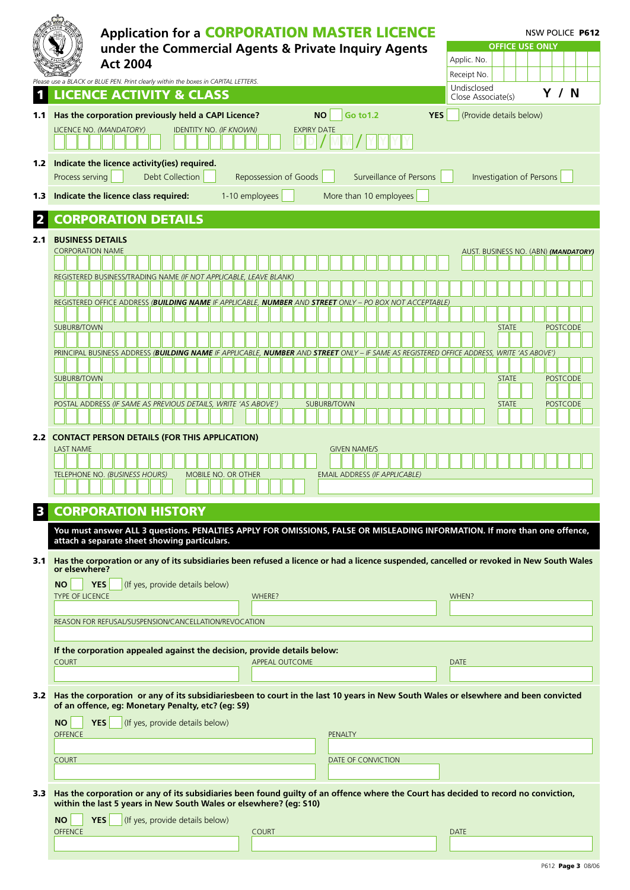# Application for a CORPORATION MASTER LICENCE under the Commercial Agents & Private Inquiry Agents Act 2004

NSW POLICE **P612**

| OFFICE USE ONLY | |
|---|---|
| Applic. No. | |
| Receipt No. | |
| Undisclosed Close Associate(s) | **Y / N** |

*Please use a BLACK or BLUE PEN. Print clearly within the boxes in CAPITAL LETTERS.*

## 1 LICENCE ACTIVITY & CLASS

**1.1 Has the corporation previously held a CAPI Licence?** **NO** ☐ **Go to 1.2** **YES** ☐ (Provide details below)

LICENCE NO. *(MANDATORY)* IDENTITY NO. *(IF KNOWN)* EXPIRY DATE D D / M M / Y Y Y Y

**1.2 Indicate the licence activity(ies) required.**

Process serving ☐ Debt Collection ☐ Repossession of Goods ☐ Surveillance of Persons ☐ Investigation of Persons ☐

**1.3 Indicate the licence class required:** 1-10 employees ☐ More than 10 employees ☐

## 2 CORPORATION DETAILS

**2.1 BUSINESS DETAILS**

CORPORATION NAME

AUST. BUSINESS NO. (ABN) ***(MANDATORY)***

REGISTERED BUSINESS/TRADING NAME *(IF NOT APPLICABLE, LEAVE BLANK)*

REGISTERED OFFICE ADDRESS *(**BUILDING NAME** IF APPLICABLE, **NUMBER** AND **STREET** ONLY – PO BOX NOT ACCEPTABLE)*

SUBURB/TOWN STATE POSTCODE

PRINCIPAL BUSINESS ADDRESS *(**BUILDING NAME** IF APPLICABLE, **NUMBER** AND **STREET** ONLY – IF SAME AS REGISTERED OFFICE ADDRESS, WRITE 'AS ABOVE')*

SUBURB/TOWN STATE POSTCODE

POSTAL ADDRESS *(IF SAME AS PREVIOUS DETAILS, WRITE 'AS ABOVE')* SUBURB/TOWN STATE POSTCODE

**2.2 CONTACT PERSON DETAILS (FOR THIS APPLICATION)**

LAST NAME GIVEN NAME/S

TELEPHONE NO. *(BUSINESS HOURS)* MOBILE NO. OR OTHER EMAIL ADDRESS *(IF APPLICABLE)*

## 3 CORPORATION HISTORY

**You must answer ALL 3 questions. PENALTIES APPLY FOR OMISSIONS, FALSE OR MISLEADING INFORMATION. If more than one offence, attach a separate sheet showing particulars.**

**3.1 Has the corporation or any of its subsidiaries been refused a licence or had a licence suspended, cancelled or revoked in New South Wales or elsewhere?**

**NO** ☐ **YES** ☐ (If yes, provide details below)

TYPE OF LICENCE WHERE? WHEN?

REASON FOR REFUSAL/SUSPENSION/CANCELLATION/REVOCATION

**If the corporation appealed against the decision, provide details below:**

COURT APPEAL OUTCOME DATE

**3.2 Has the corporation or any of its subsidiariesbeen to court in the last 10 years in New South Wales or elsewhere and been convicted of an offence, eg: Monetary Penalty, etc? (eg: S9)**

**NO** ☐ **YES** ☐ (If yes, provide details below)

OFFENCE PENALTY

COURT DATE OF CONVICTION

**3.3 Has the corporation or any of its subsidiaries been found guilty of an offence where the Court has decided to record no conviction, within the last 5 years in New South Wales or elsewhere? (eg: S10)**

**NO** ☐ **YES** ☐ (If yes, provide details below)

OFFENCE COURT DATE

P612 **Page 3** 08/06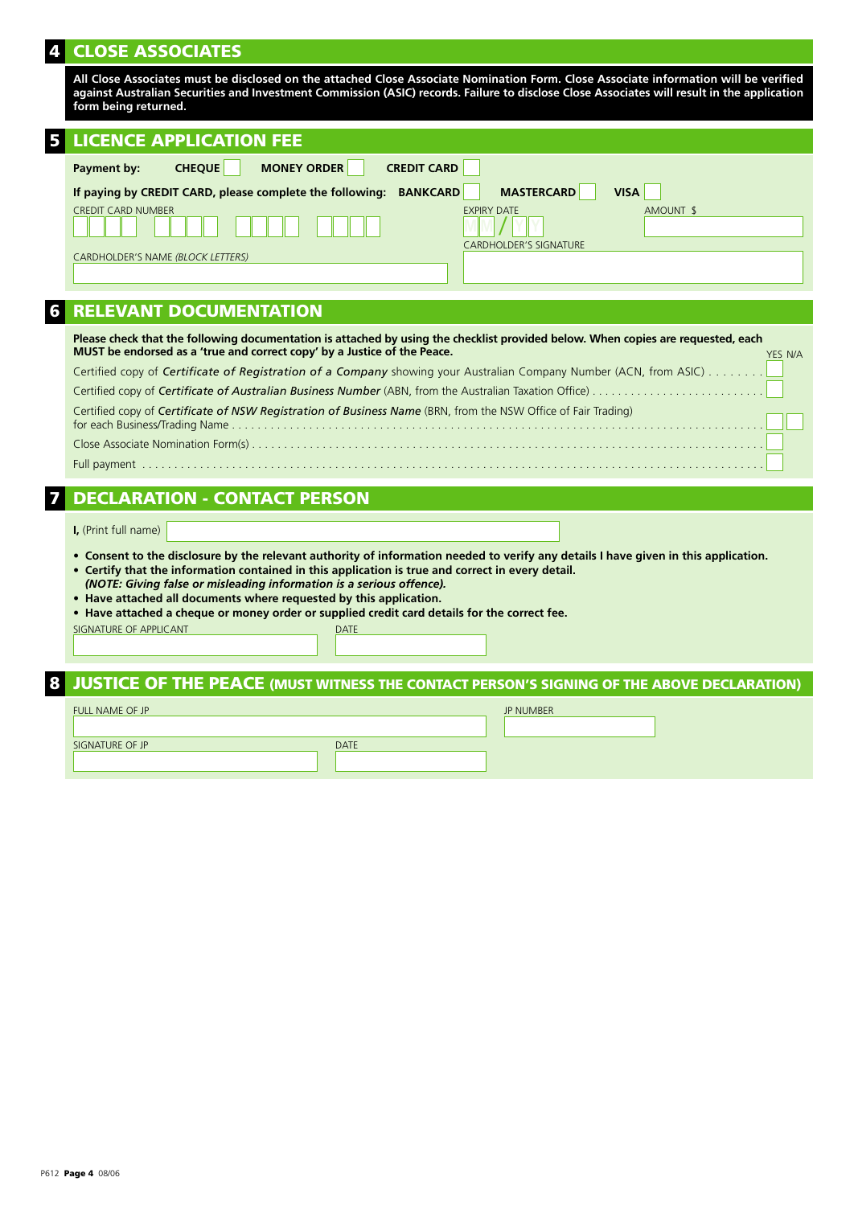## 4 CLOSE ASSOCIATES

**All Close Associates must be disclosed on the attached Close Associate Nomination Form. Close Associate information will be verified against Australian Securities and Investment Commission (ASIC) records. Failure to disclose Close Associates will result in the application form being returned.**

## 5 LICENCE APPLICATION FEE

**Payment by:** **CHEQUE** ☐ **MONEY ORDER** ☐ **CREDIT CARD** ☐

**If paying by CREDIT CARD, please complete the following:** **BANKCARD** ☐ **MASTERCARD** ☐ **VISA** ☐

CREDIT CARD NUMBER

EXPIRY DATE M M / Y Y

AMOUNT $

CARDHOLDER'S SIGNATURE

CARDHOLDER'S NAME *(BLOCK LETTERS)*

## 6 RELEVANT DOCUMENTATION

**Please check that the following documentation is attached by using the checklist provided below. When copies are requested, each MUST be endorsed as a 'true and correct copy' by a Justice of the Peace.**

| | YES | N/A |
|---|---|---|
| Certified copy of *Certificate of Registration of a Company* showing your Australian Company Number (ACN, from ASIC) | ☐ | |
| Certified copy of *Certificate of Australian Business Number* (ABN, from the Australian Taxation Office) | ☐ | |
| Certified copy of *Certificate of NSW Registration of Business Name* (BRN, from the NSW Office of Fair Trading) for each Business/Trading Name | ☐ | ☐ |
| Close Associate Nomination Form(s) | ☐ | |
| Full payment | ☐ | |

## 7 DECLARATION - CONTACT PERSON

**I,** (Print full name)

- **Consent to the disclosure by the relevant authority of information needed to verify any details I have given in this application.**
- **Certify that the information contained in this application is true and correct in every detail.**
  ***(NOTE: Giving false or misleading information is a serious offence).***
- **Have attached all documents where requested by this application.**
- **Have attached a cheque or money order or supplied credit card details for the correct fee.**

SIGNATURE OF APPLICANT

DATE

## 8 JUSTICE OF THE PEACE (MUST WITNESS THE CONTACT PERSON'S SIGNING OF THE ABOVE DECLARATION)

FULL NAME OF JP

JP NUMBER

SIGNATURE OF JP

DATE

P612 **Page 4** 08/06